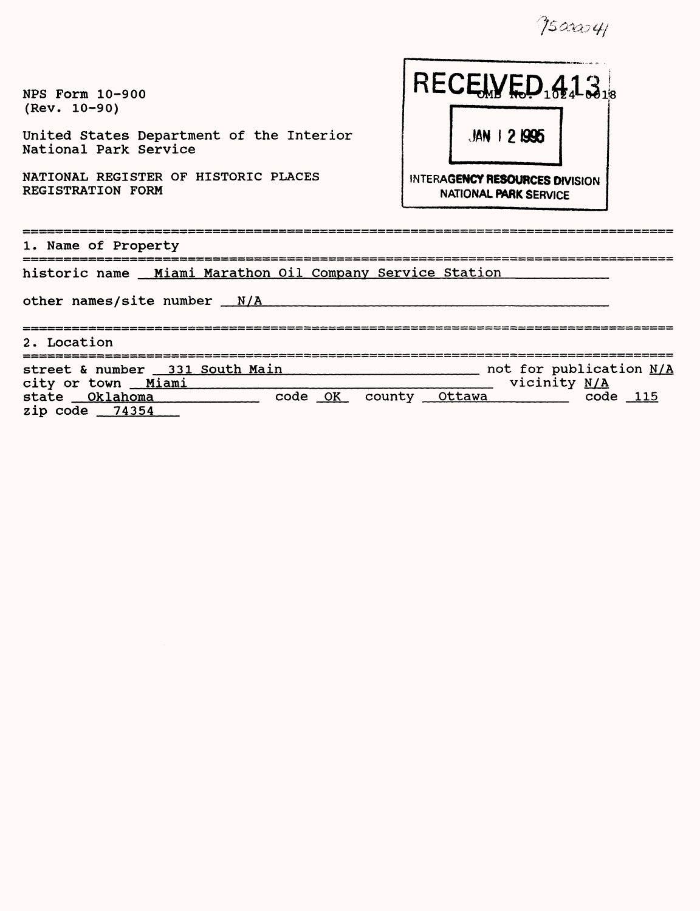95000041

NPS Form 10-900
(Rev. 10-90)

OMB No. 1024-0018

RECEIVED 413

JAN 12 1995

INTERAGENCY RESOURCES DIVISION
NATIONAL PARK SERVICE

United States Department of the Interior
National Park Service

NATIONAL REGISTER OF HISTORIC PLACES
REGISTRATION FORM

## 1. Name of Property

historic name Miami Marathon Oil Company Service Station

other names/site number N/A

## 2. Location

street & number 331 South Main not for publication N/A
city or town Miami vicinity N/A
state Oklahoma code OK county Ottawa code 115
zip code 74354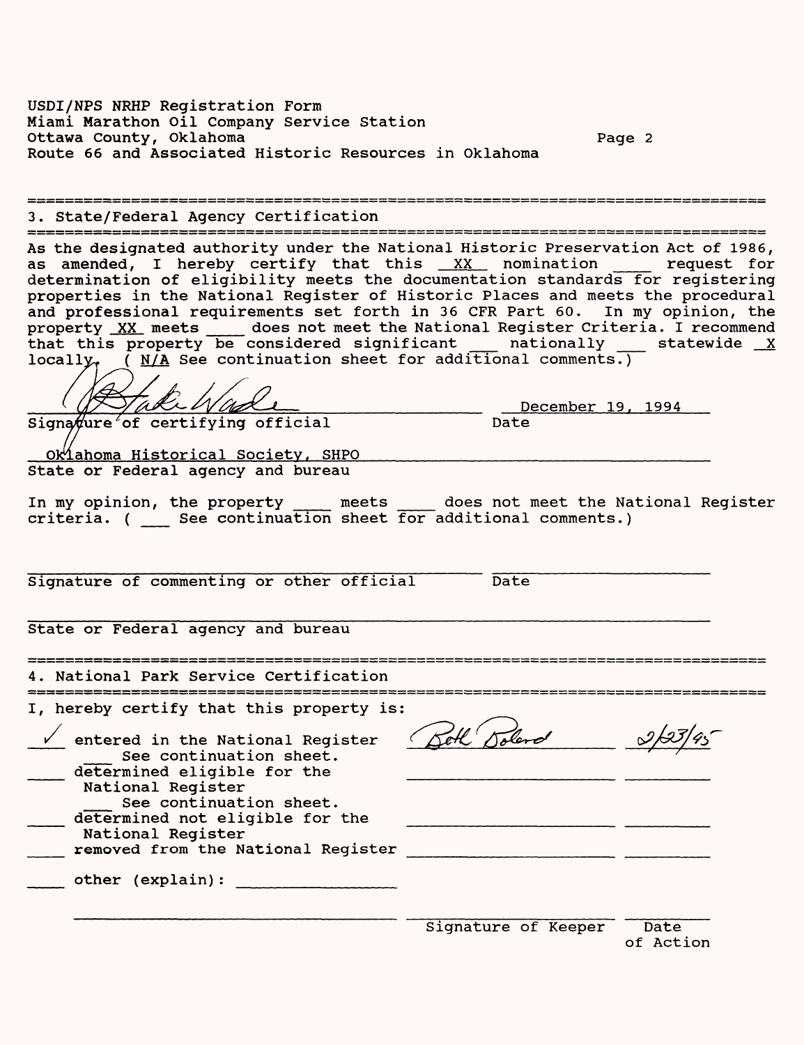USDI/NPS NRHP Registration Form
Miami Marathon Oil Company Service Station
Ottawa County, Oklahoma
Route 66 and Associated Historic Resources in Oklahoma

## 3. State/Federal Agency Certification

As the designated authority under the National Historic Preservation Act of 1986, as amended, I hereby certify that this _XX_ nomination ____ request for determination of eligibility meets the documentation standards for registering properties in the National Register of Historic Places and meets the procedural and professional requirements set forth in 36 CFR Part 60. In my opinion, the property _XX_ meets ____ does not meet the National Register Criteria. I recommend that this property be considered significant ___ nationally ___ statewide _X_ locally. ( _N/A_ See continuation sheet for additional comments.)

Blake Wade (signature) — December 19, 1994
Signature of certifying official — Date

Oklahoma Historical Society, SHPO
State or Federal agency and bureau

In my opinion, the property ____ meets ____ does not meet the National Register criteria. ( ___ See continuation sheet for additional comments.)

______________________________ ______________
Signature of commenting or other official — Date

______________________________
State or Federal agency and bureau

## 4. National Park Service Certification

I, hereby certify that this property is:

_✓_ entered in the National Register — Beth Boland (signature) — 2/23/95
 ___ See continuation sheet.

____ determined eligible for the National Register
 ___ See continuation sheet.

____ determined not eligible for the National Register

____ removed from the National Register

____ other (explain): ________________

Signature of Keeper — Date of Action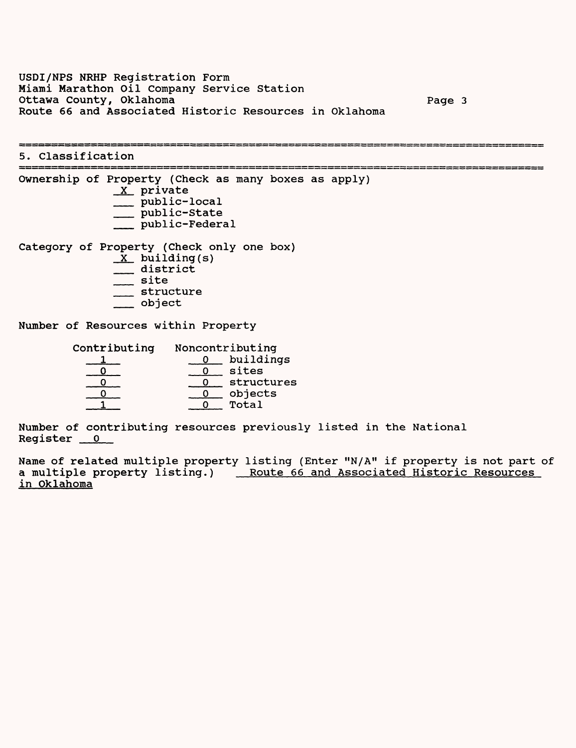## 5. Classification

Ownership of Property (Check as many boxes as apply)

- _X_ private
- ___ public-local
- ___ public-State
- ___ public-Federal

Category of Property (Check only one box)

- _X_ building(s)
- ___ district
- ___ site
- ___ structure
- ___ object

Number of Resources within Property

| Contributing | Noncontributing | |
|---|---|---|
| 1 | 0 | buildings |
| 0 | 0 | sites |
| 0 | 0 | structures |
| 0 | 0 | objects |
| 1 | 0 | Total |

Number of contributing resources previously listed in the National Register 0

Name of related multiple property listing (Enter "N/A" if property is not part of a multiple property listing.) Route 66 and Associated Historic Resources in Oklahoma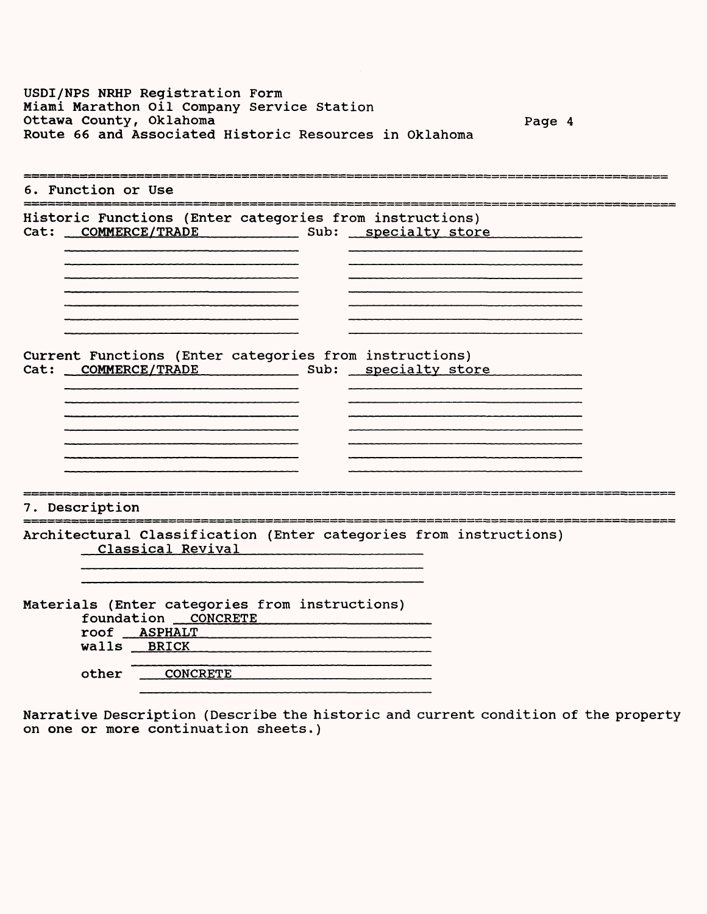## 6. Function or Use

**Historic Functions** (Enter categories from instructions)

Cat: COMMERCE/TRADE Sub: specialty store

**Current Functions** (Enter categories from instructions)

Cat: COMMERCE/TRADE Sub: specialty store

## 7. Description

**Architectural Classification** (Enter categories from instructions)

Classical Revival

**Materials** (Enter categories from instructions)

foundation CONCRETE
roof ASPHALT
walls BRICK
other CONCRETE

**Narrative Description** (Describe the historic and current condition of the property on one or more continuation sheets.)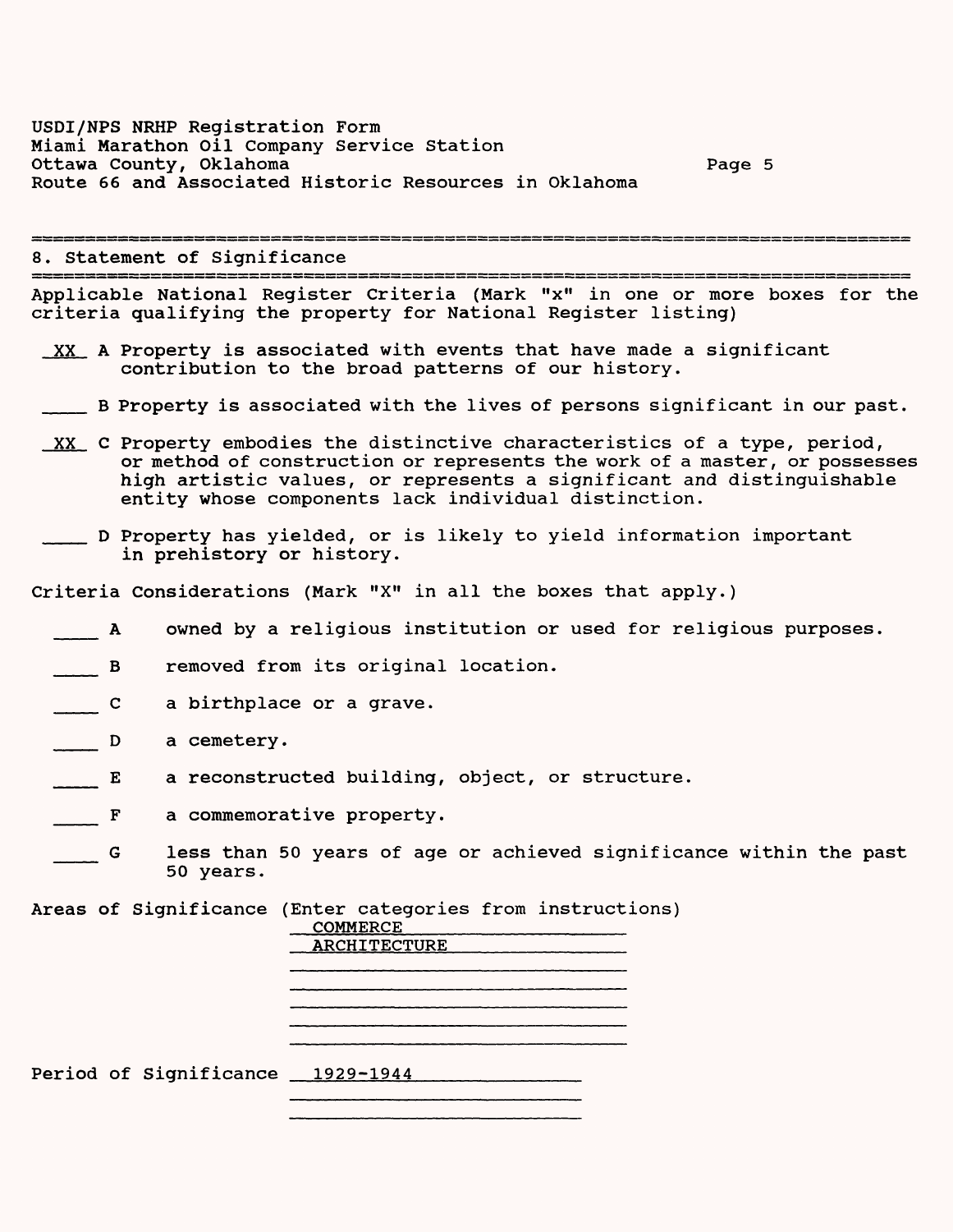## 8. Statement of Significance

Applicable National Register Criteria (Mark "x" in one or more boxes for the criteria qualifying the property for National Register listing)

_XX_ A Property is associated with events that have made a significant contribution to the broad patterns of our history.

____ B Property is associated with the lives of persons significant in our past.

_XX_ C Property embodies the distinctive characteristics of a type, period, or method of construction or represents the work of a master, or possesses high artistic values, or represents a significant and distinguishable entity whose components lack individual distinction.

____ D Property has yielded, or is likely to yield information important in prehistory or history.

Criteria Considerations (Mark "X" in all the boxes that apply.)

____ A owned by a religious institution or used for religious purposes.

____ B removed from its original location.

____ C a birthplace or a grave.

____ D a cemetery.

____ E a reconstructed building, object, or structure.

____ F a commemorative property.

____ G less than 50 years of age or achieved significance within the past 50 years.

Areas of Significance (Enter categories from instructions)

COMMERCE
ARCHITECTURE

Period of Significance 1929-1944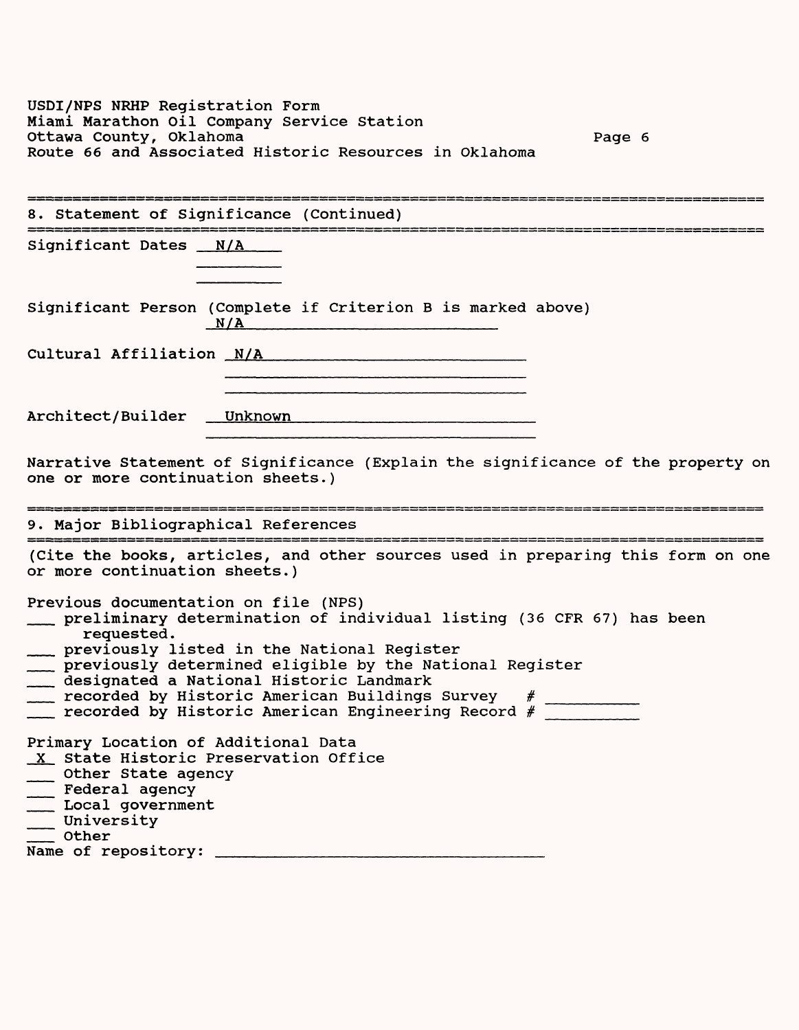## 8. Statement of Significance (Continued)

Significant Dates N/A

Significant Person (Complete if Criterion B is marked above)
N/A

Cultural Affiliation N/A

Architect/Builder Unknown

Narrative Statement of Significance (Explain the significance of the property on one or more continuation sheets.)

## 9. Major Bibliographical References

(Cite the books, articles, and other sources used in preparing this form on one or more continuation sheets.)

Previous documentation on file (NPS)

- ___ preliminary determination of individual listing (36 CFR 67) has been requested.
- ___ previously listed in the National Register
- ___ previously determined eligible by the National Register
- ___ designated a National Historic Landmark
- ___ recorded by Historic American Buildings Survey # ________
- ___ recorded by Historic American Engineering Record # ________

Primary Location of Additional Data

- X State Historic Preservation Office
- ___ Other State agency
- ___ Federal agency
- ___ Local government
- ___ University
- ___ Other

Name of repository: ____________________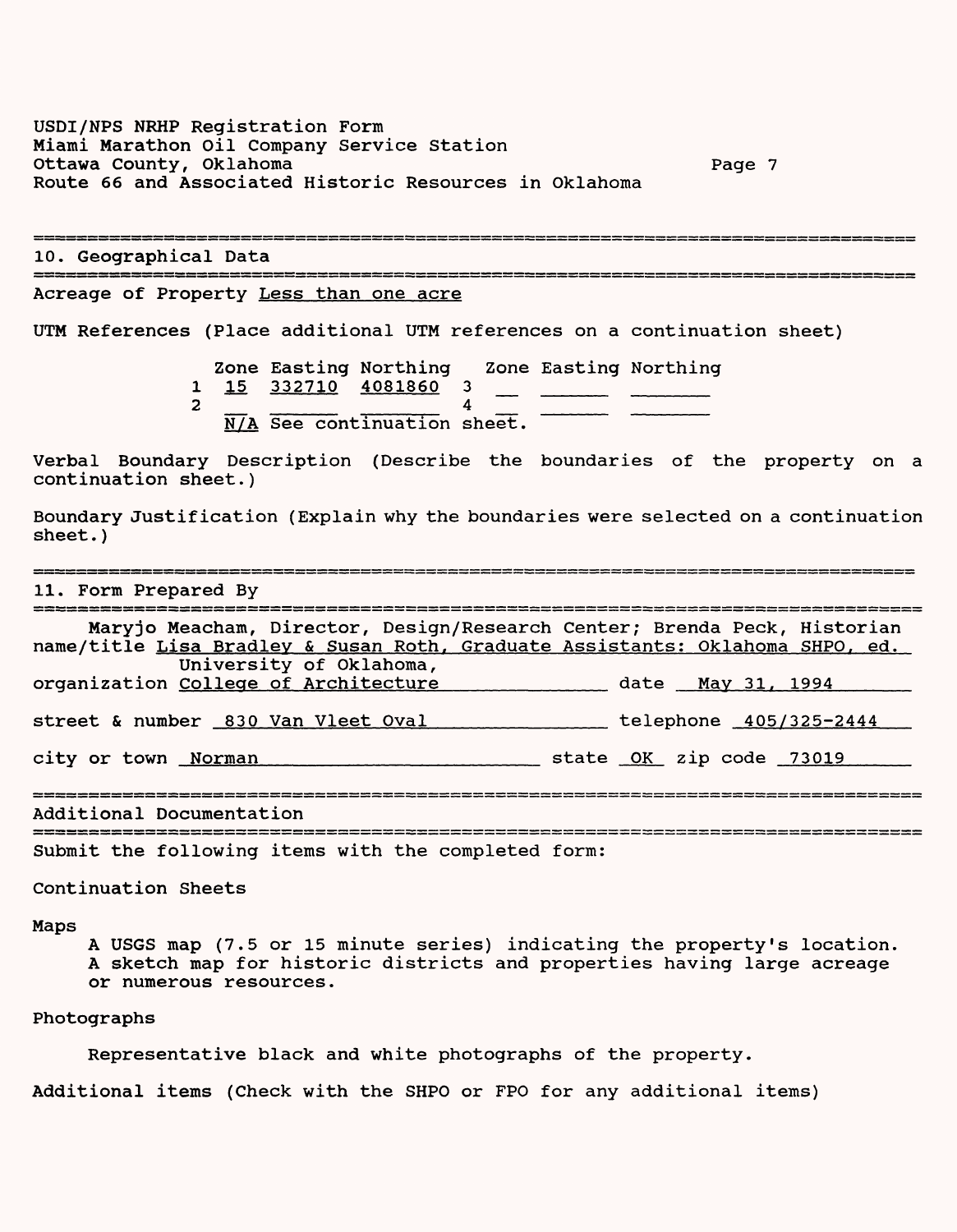USDI/NPS NRHP Registration Form
Miami Marathon Oil Company Service Station
Ottawa County, Oklahoma
Route 66 and Associated Historic Resources in Oklahoma

## 10. Geographical Data

Acreage of Property Less than one acre

UTM References (Place additional UTM references on a continuation sheet)

| | Zone | Easting | Northing | | Zone | Easting | Northing |
|---|---|---|---|---|---|---|---|
| 1 | 15 | 332710 | 4081860 | 3 | | | |
| 2 | | | | 4 | | | |

N/A See continuation sheet.

Verbal Boundary Description (Describe the boundaries of the property on a continuation sheet.)

Boundary Justification (Explain why the boundaries were selected on a continuation sheet.)

## 11. Form Prepared By

name/title Maryjo Meacham, Director, Design/Research Center; Brenda Peck, Historian Lisa Bradley & Susan Roth, Graduate Assistants: Oklahoma SHPO, ed.

organization University of Oklahoma, College of Architecture date May 31, 1994

street & number 830 Van Vleet Oval telephone 405/325-2444

city or town Norman state OK zip code 73019

## Additional Documentation

Submit the following items with the completed form:

Continuation Sheets

Maps

A USGS map (7.5 or 15 minute series) indicating the property's location.
A sketch map for historic districts and properties having large acreage or numerous resources.

Photographs

Representative black and white photographs of the property.

Additional items (Check with the SHPO or FPO for any additional items)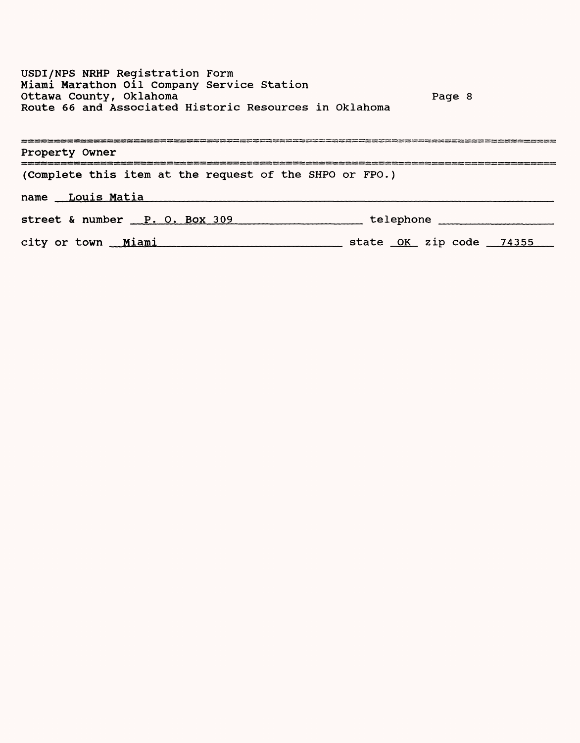## Property Owner

(Complete this item at the request of the SHPO or FPO.)

name Louis Matia

street & number P. O. Box 309 telephone

city or town Miami state OK zip code 74355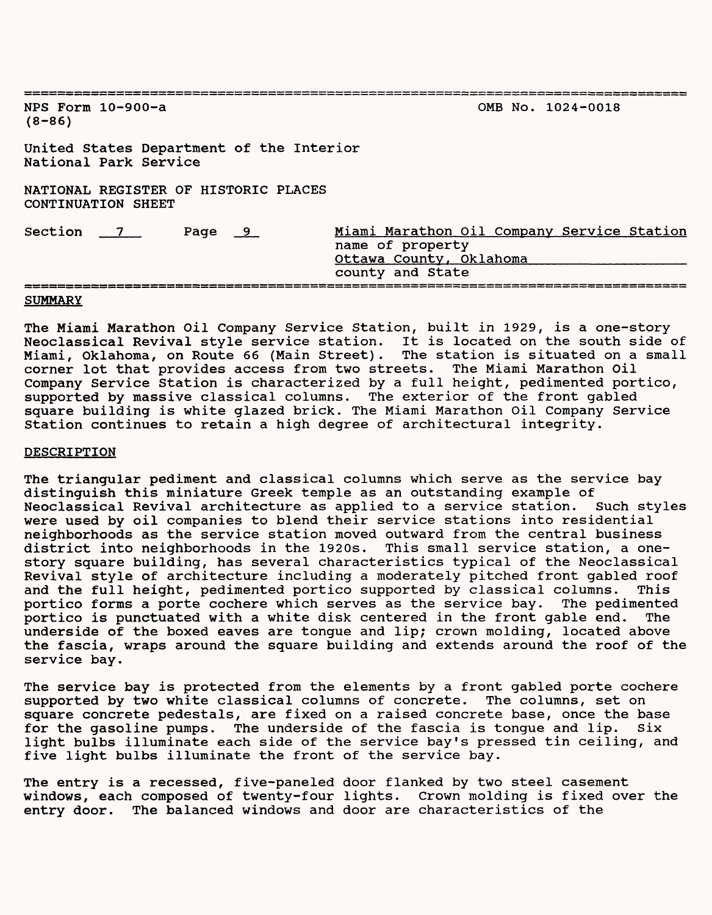NPS Form 10-900-a
(8-86)

OMB No. 1024-0018

United States Department of the Interior
National Park Service

NATIONAL REGISTER OF HISTORIC PLACES
CONTINUATION SHEET

Section 7 Page 9

Miami Marathon Oil Company Service Station
name of property
Ottawa County, Oklahoma
county and State

## SUMMARY

The Miami Marathon Oil Company Service Station, built in 1929, is a one-story Neoclassical Revival style service station. It is located on the south side of Miami, Oklahoma, on Route 66 (Main Street). The station is situated on a small corner lot that provides access from two streets. The Miami Marathon Oil Company Service Station is characterized by a full height, pedimented portico, supported by massive classical columns. The exterior of the front gabled square building is white glazed brick. The Miami Marathon Oil Company Service Station continues to retain a high degree of architectural integrity.

## DESCRIPTION

The triangular pediment and classical columns which serve as the service bay distinguish this miniature Greek temple as an outstanding example of Neoclassical Revival architecture as applied to a service station. Such styles were used by oil companies to blend their service stations into residential neighborhoods as the service station moved outward from the central business district into neighborhoods in the 1920s. This small service station, a one-story square building, has several characteristics typical of the Neoclassical Revival style of architecture including a moderately pitched front gabled roof and the full height, pedimented portico supported by classical columns. This portico forms a porte cochere which serves as the service bay. The pedimented portico is punctuated with a white disk centered in the front gable end. The underside of the boxed eaves are tongue and lip; crown molding, located above the fascia, wraps around the square building and extends around the roof of the service bay.

The service bay is protected from the elements by a front gabled porte cochere supported by two white classical columns of concrete. The columns, set on square concrete pedestals, are fixed on a raised concrete base, once the base for the gasoline pumps. The underside of the fascia is tongue and lip. Six light bulbs illuminate each side of the service bay's pressed tin ceiling, and five light bulbs illuminate the front of the service bay.

The entry is a recessed, five-paneled door flanked by two steel casement windows, each composed of twenty-four lights. Crown molding is fixed over the entry door. The balanced windows and door are characteristics of the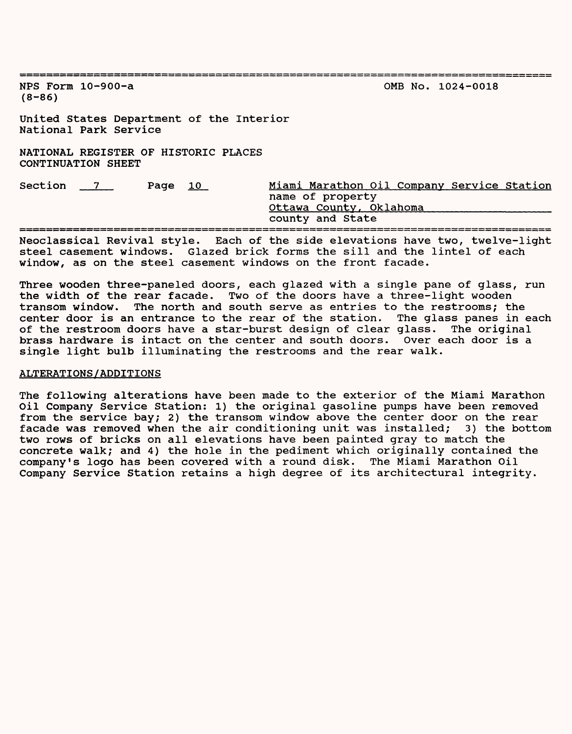Neoclassical Revival style. Each of the side elevations have two, twelve-light steel casement windows. Glazed brick forms the sill and the lintel of each window, as on the steel casement windows on the front facade.

Three wooden three-paneled doors, each glazed with a single pane of glass, run the width of the rear facade. Two of the doors have a three-light wooden transom window. The north and south serve as entries to the restrooms; the center door is an entrance to the rear of the station. The glass panes in each of the restroom doors have a star-burst design of clear glass. The original brass hardware is intact on the center and south doors. Over each door is a single light bulb illuminating the restrooms and the rear walk.

## ALTERATIONS/ADDITIONS

The following alterations have been made to the exterior of the Miami Marathon Oil Company Service Station: 1) the original gasoline pumps have been removed from the service bay; 2) the transom window above the center door on the rear facade was removed when the air conditioning unit was installed; 3) the bottom two rows of bricks on all elevations have been painted gray to match the concrete walk; and 4) the hole in the pediment which originally contained the company's logo has been covered with a round disk. The Miami Marathon Oil Company Service Station retains a high degree of its architectural integrity.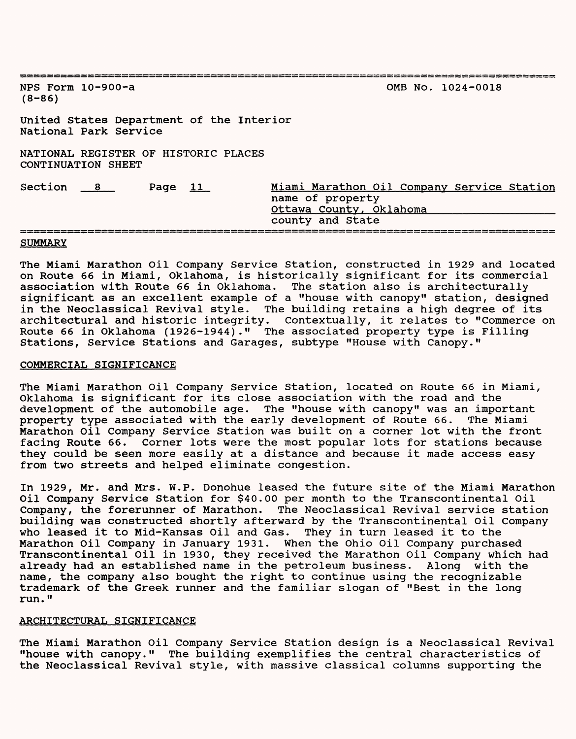## SUMMARY

The Miami Marathon Oil Company Service Station, constructed in 1929 and located on Route 66 in Miami, Oklahoma, is historically significant for its commercial association with Route 66 in Oklahoma. The station also is architecturally significant as an excellent example of a "house with canopy" station, designed in the Neoclassical Revival style. The building retains a high degree of its architectural and historic integrity. Contextually, it relates to "Commerce on Route 66 in Oklahoma (1926-1944)." The associated property type is Filling Stations, Service Stations and Garages, subtype "House with Canopy."

## COMMERCIAL SIGNIFICANCE

The Miami Marathon Oil Company Service Station, located on Route 66 in Miami, Oklahoma is significant for its close association with the road and the development of the automobile age. The "house with canopy" was an important property type associated with the early development of Route 66. The Miami Marathon Oil Company Service Station was built on a corner lot with the front facing Route 66. Corner lots were the most popular lots for stations because they could be seen more easily at a distance and because it made access easy from two streets and helped eliminate congestion.

In 1929, Mr. and Mrs. W.P. Donohue leased the future site of the Miami Marathon Oil Company Service Station for $40.00 per month to the Transcontinental Oil Company, the forerunner of Marathon. The Neoclassical Revival service station building was constructed shortly afterward by the Transcontinental Oil Company who leased it to Mid-Kansas Oil and Gas. They in turn leased it to the Marathon Oil Company in January 1931. When the Ohio Oil Company purchased Transcontinental Oil in 1930, they received the Marathon Oil Company which had already had an established name in the petroleum business. Along with the name, the company also bought the right to continue using the recognizable trademark of the Greek runner and the familiar slogan of "Best in the long run."

## ARCHITECTURAL SIGNIFICANCE

The Miami Marathon Oil Company Service Station design is a Neoclassical Revival "house with canopy." The building exemplifies the central characteristics of the Neoclassical Revival style, with massive classical columns supporting the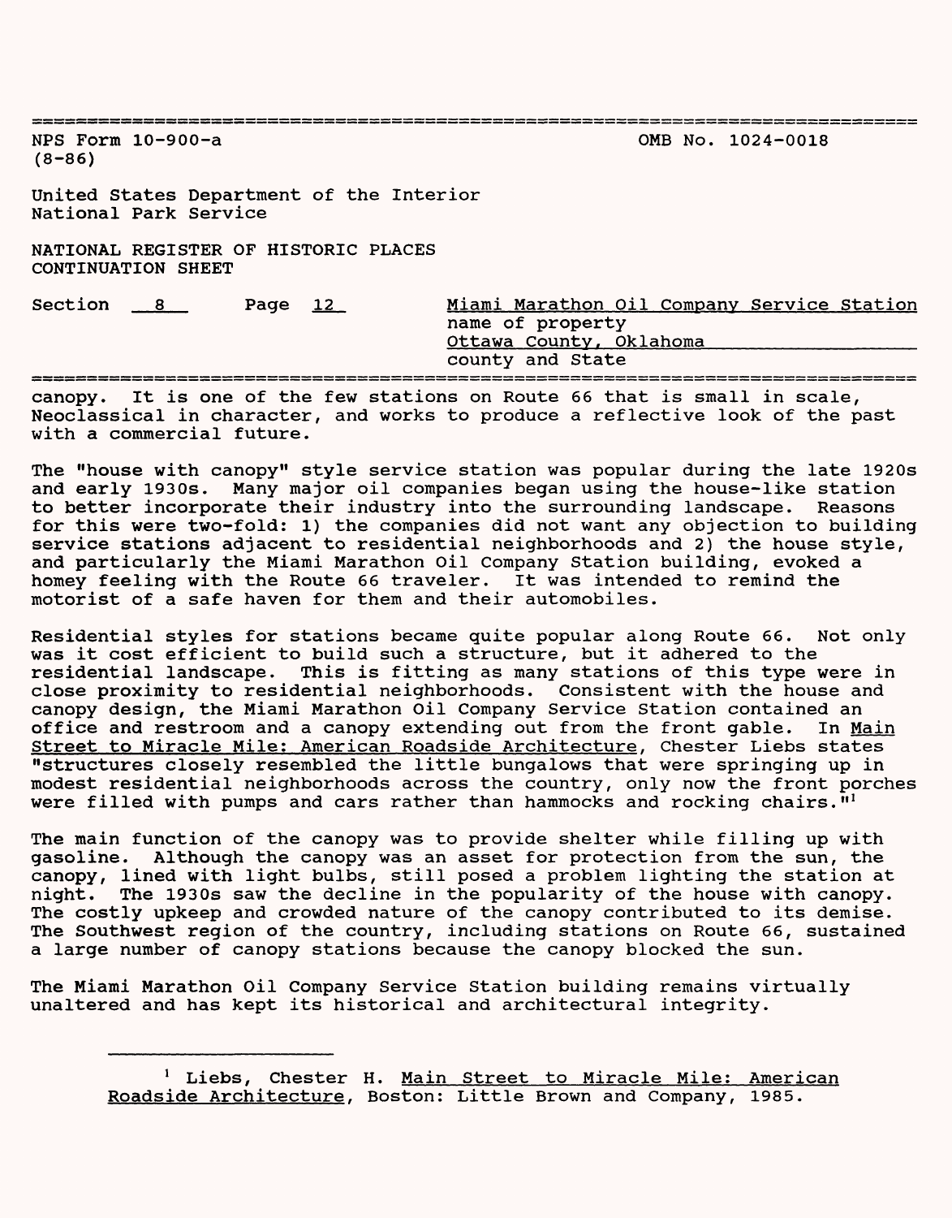canopy. It is one of the few stations on Route 66 that is small in scale, Neoclassical in character, and works to produce a reflective look of the past with a commercial future.

The "house with canopy" style service station was popular during the late 1920s and early 1930s. Many major oil companies began using the house-like station to better incorporate their industry into the surrounding landscape. Reasons for this were two-fold: 1) the companies did not want any objection to building service stations adjacent to residential neighborhoods and 2) the house style, and particularly the Miami Marathon Oil Company Station building, evoked a homey feeling with the Route 66 traveler. It was intended to remind the motorist of a safe haven for them and their automobiles.

Residential styles for stations became quite popular along Route 66. Not only was it cost efficient to build such a structure, but it adhered to the residential landscape. This is fitting as many stations of this type were in close proximity to residential neighborhoods. Consistent with the house and canopy design, the Miami Marathon Oil Company Service Station contained an office and restroom and a canopy extending out from the front gable. In Main Street to Miracle Mile: American Roadside Architecture, Chester Liebs states "structures closely resembled the little bungalows that were springing up in modest residential neighborhoods across the country, only now the front porches were filled with pumps and cars rather than hammocks and rocking chairs."[1]

The main function of the canopy was to provide shelter while filling up with gasoline. Although the canopy was an asset for protection from the sun, the canopy, lined with light bulbs, still posed a problem lighting the station at night. The 1930s saw the decline in the popularity of the house with canopy. The costly upkeep and crowded nature of the canopy contributed to its demise. The Southwest region of the country, including stations on Route 66, sustained a large number of canopy stations because the canopy blocked the sun.

The Miami Marathon Oil Company Service Station building remains virtually unaltered and has kept its historical and architectural integrity.

---

[1] Liebs, Chester H. Main Street to Miracle Mile: American Roadside Architecture, Boston: Little Brown and Company, 1985.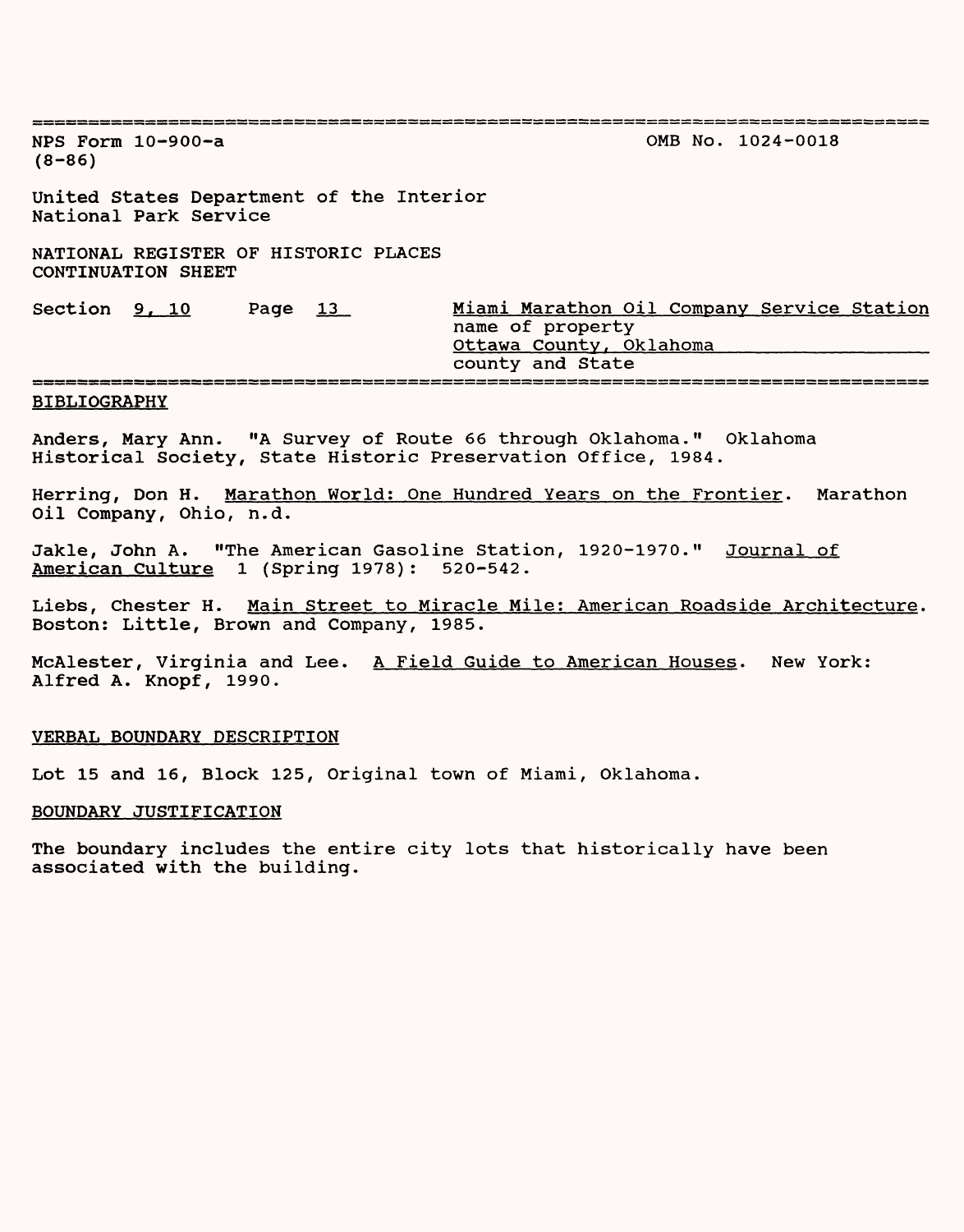NPS Form 10-900-a
(8-86)

OMB No. 1024-0018

United States Department of the Interior
National Park Service

NATIONAL REGISTER OF HISTORIC PLACES
CONTINUATION SHEET

Section 9, 10 Page 13

Miami Marathon Oil Company Service Station
name of property
Ottawa County, Oklahoma
county and State

## BIBLIOGRAPHY

Anders, Mary Ann. "A Survey of Route 66 through Oklahoma." Oklahoma Historical Society, State Historic Preservation Office, 1984.

Herring, Don H. Marathon World: One Hundred Years on the Frontier. Marathon Oil Company, Ohio, n.d.

Jakle, John A. "The American Gasoline Station, 1920-1970." Journal of American Culture 1 (Spring 1978): 520-542.

Liebs, Chester H. Main Street to Miracle Mile: American Roadside Architecture. Boston: Little, Brown and Company, 1985.

McAlester, Virginia and Lee. A Field Guide to American Houses. New York: Alfred A. Knopf, 1990.

## VERBAL BOUNDARY DESCRIPTION

Lot 15 and 16, Block 125, Original town of Miami, Oklahoma.

## BOUNDARY JUSTIFICATION

The boundary includes the entire city lots that historically have been associated with the building.